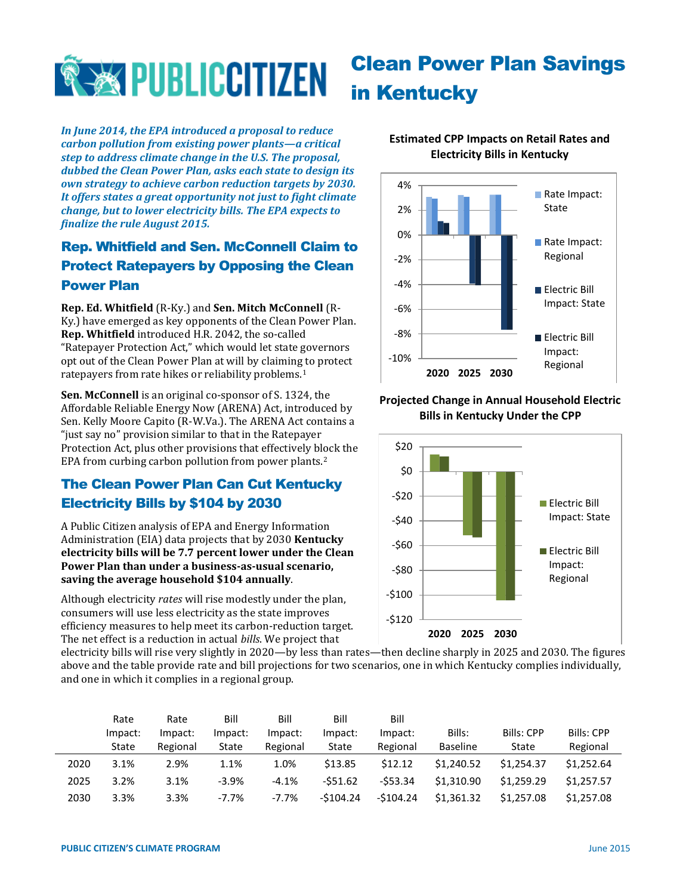# Clean Power Plan Savings in Kentucky

*In June 2014, the EPA introduced a proposal to reduce carbon pollution from existing power plants—a critical step to address climate change in the U.S. The proposal, dubbed the Clean Power Plan, asks each state to design its own strategy to achieve carbon reduction targets by 2030. It offers states a great opportunity not just to fight climate change, but to lower electricity bills. The EPA expects to finalize the rule August 2015.*

## Rep. Whitfield and Sen. McConnell Claim to Protect Ratepayers by Opposing the Clean Power Plan

**Rep. Ed. Whitfield** (R-Ky.) and **Sen. Mitch McConnell** (R-Ky.) have emerged as key opponents of the Clean Power Plan. **Rep. Whitfield** introduced H.R. 2042, the so-called "Ratepayer Protection Act," which would let state governors opt out of the Clean Power Plan at will by claiming to protect ratepayers from rate hikes or reliability problems.[1]

**Sen. McConnell** is an original co-sponsor of S. 1324, the Affordable Reliable Energy Now (ARENA) Act, introduced by Sen. Kelly Moore Capito (R-W.Va.). The ARENA Act contains a "just say no" provision similar to that in the Ratepayer Protection Act, plus other provisions that effectively block the EPA from curbing carbon pollution from power plants.[2]

## The Clean Power Plan Can Cut Kentucky Electricity Bills by $104 by 2030

A Public Citizen analysis of EPA and Energy Information Administration (EIA) data projects that by 2030 **Kentucky electricity bills will be 7.7 percent lower under the Clean Power Plan than under a business-as-usual scenario, saving the average household $104 annually**.

Although electricity *rates* will rise modestly under the plan, consumers will use less electricity as the state improves efficiency measures to help meet its carbon-reduction target. The net effect is a reduction in actual *bills*. We project that electricity bills will rise very slightly in 2020—by less than rates—then decline sharply in 2025 and 2030. The figures above and the table provide rate and bill projections for two scenarios, one in which Kentucky complies individually, and one in which it complies in a regional group.

**Estimated CPP Impacts on Retail Rates and Electricity Bills in Kentucky**

**Projected Change in Annual Household Electric Bills in Kentucky Under the CPP**

| | Rate Impact: State | Rate Impact: Regional | Bill Impact: State | Bill Impact: Regional | Bill Impact: State | Bill Impact: Regional | Bills: Baseline | Bills: CPP State | Bills: CPP Regional |
|---|---|---|---|---|---|---|---|---|---|
| 2020 | 3.1% | 2.9% | 1.1% | 1.0% | $13.85 | $12.12 | $1,240.52 | $1,254.37 | $1,252.64 |
| 2025 | 3.2% | 3.1% | -3.9% | -4.1% | -$51.62 | -$53.34 | $1,310.90 | $1,259.29 | $1,257.57 |
| 2030 | 3.3% | 3.3% | -7.7% | -7.7% | -$104.24 | -$104.24 | $1,361.32 | $1,257.08 | $1,257.08 |

PUBLIC CITIZEN'S CLIMATE PROGRAM — June 2015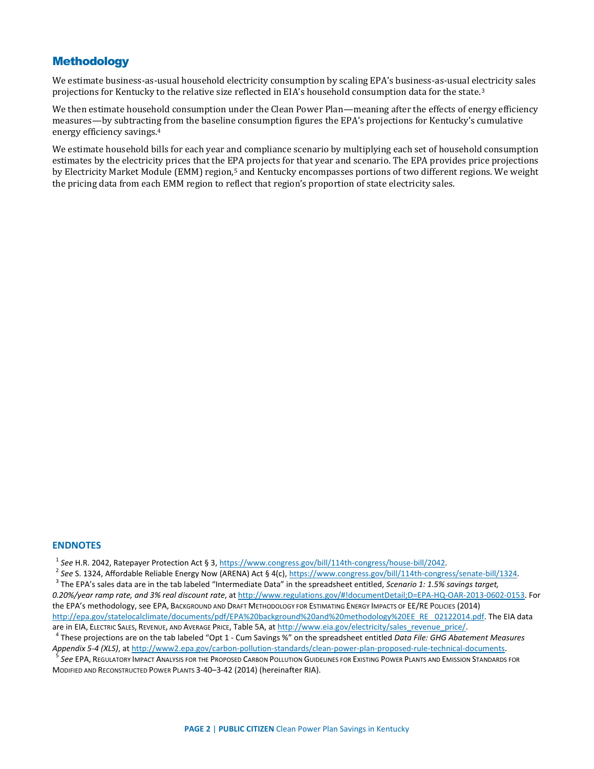## Methodology

We estimate business-as-usual household electricity consumption by scaling EPA's business-as-usual electricity sales projections for Kentucky to the relative size reflected in EIA's household consumption data for the state.[3]

We then estimate household consumption under the Clean Power Plan—meaning after the effects of energy efficiency measures—by subtracting from the baseline consumption figures the EPA's projections for Kentucky's cumulative energy efficiency savings.[4]

We estimate household bills for each year and compliance scenario by multiplying each set of household consumption estimates by the electricity prices that the EPA projects for that year and scenario. The EPA provides price projections by Electricity Market Module (EMM) region,[5] and Kentucky encompasses portions of two different regions. We weight the pricing data from each EMM region to reflect that region's proportion of state electricity sales.

### ENDNOTES

[1] *See* H.R. 2042, Ratepayer Protection Act § 3, https://www.congress.gov/bill/114th-congress/house-bill/2042.

[2] *See* S. 1324, Affordable Reliable Energy Now (ARENA) Act § 4(c), https://www.congress.gov/bill/114th-congress/senate-bill/1324.

[3] The EPA's sales data are in the tab labeled "Intermediate Data" in the spreadsheet entitled, *Scenario 1: 1.5% savings target, 0.20%/year ramp rate, and 3% real discount rate*, at http://www.regulations.gov/#!documentDetail;D=EPA-HQ-OAR-2013-0602-0153. For the EPA's methodology, see EPA, BACKGROUND AND DRAFT METHODOLOGY FOR ESTIMATING ENERGY IMPACTS OF EE/RE POLICIES (2014) http://epa.gov/statelocalclimate/documents/pdf/EPA%20background%20and%20methodology%20EE_RE_02122014.pdf. The EIA data are in EIA, ELECTRIC SALES, REVENUE, AND AVERAGE PRICE, Table 5A, at http://www.eia.gov/electricity/sales_revenue_price/.

[4] These projections are on the tab labeled "Opt 1 - Cum Savings %" on the spreadsheet entitled *Data File: GHG Abatement Measures Appendix 5-4 (XLS)*, at http://www2.epa.gov/carbon-pollution-standards/clean-power-plan-proposed-rule-technical-documents.

[5] *See* EPA, REGULATORY IMPACT ANALYSIS FOR THE PROPOSED CARBON POLLUTION GUIDELINES FOR EXISTING POWER PLANTS AND EMISSION STANDARDS FOR MODIFIED AND RECONSTRUCTED POWER PLANTS 3-40–3-42 (2014) (hereinafter RIA).